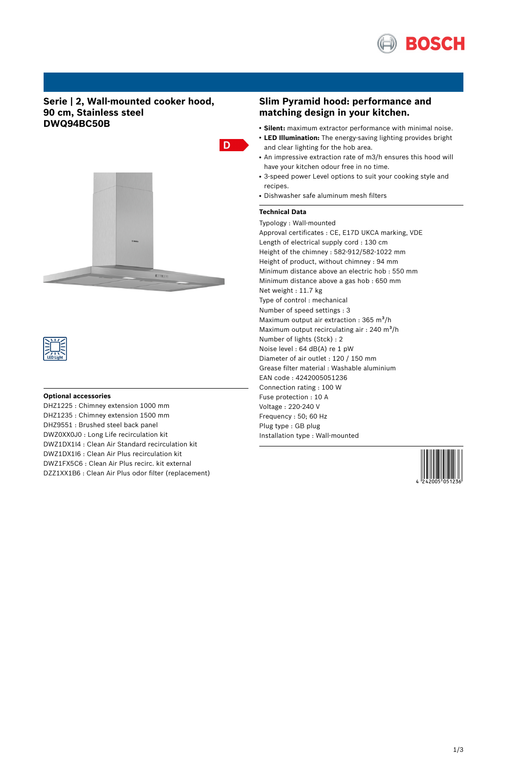# Serie | 2, Wall-mounted cooker hood, 90 cm, Stainless steel DWQ94BC50B

D

LED Light

## Optional accessories

DHZ1225 : Chimney extension 1000 mm
DHZ1235 : Chimney extension 1500 mm
DHZ9551 : Brushed steel back panel
DWZ0XX0J0 : Long Life recirculation kit
DWZ1DX1I4 : Clean Air Standard recirculation kit
DWZ1DX1I6 : Clean Air Plus recirculation kit
DWZ1FX5C6 : Clean Air Plus recirc. kit external
DZZ1XX1B6 : Clean Air Plus odor filter (replacement)

## Slim Pyramid hood: performance and matching design in your kitchen.

- **Silent:** maximum extractor performance with minimal noise.
- **LED Illumination:** The energy-saving lighting provides bright and clear lighting for the hob area.
- An impressive extraction rate of m3/h ensures this hood will have your kitchen odour free in no time.
- 3-speed power Level options to suit your cooking style and recipes.
- Dishwasher safe aluminum mesh filters

### Technical Data

Typology : Wall-mounted
Approval certificates : CE, E17D UKCA marking, VDE
Length of electrical supply cord : 130 cm
Height of the chimney : 582-912/582-1022 mm
Height of product, without chimney : 94 mm
Minimum distance above an electric hob : 550 mm
Minimum distance above a gas hob : 650 mm
Net weight : 11.7 kg
Type of control : mechanical
Number of speed settings : 3
Maximum output air extraction : 365 $m^3$/h
Maximum output recirculating air : 240 $m^3$/h
Number of lights (Stck) : 2
Noise level : 64 dB(A) re 1 pW
Diameter of air outlet : 120 / 150 mm
Grease filter material : Washable aluminium
EAN code : 4242005051236
Connection rating : 100 W
Fuse protection : 10 A
Voltage : 220-240 V
Frequency : 50; 60 Hz
Plug type : GB plug
Installation type : Wall-mounted

4 242005 051236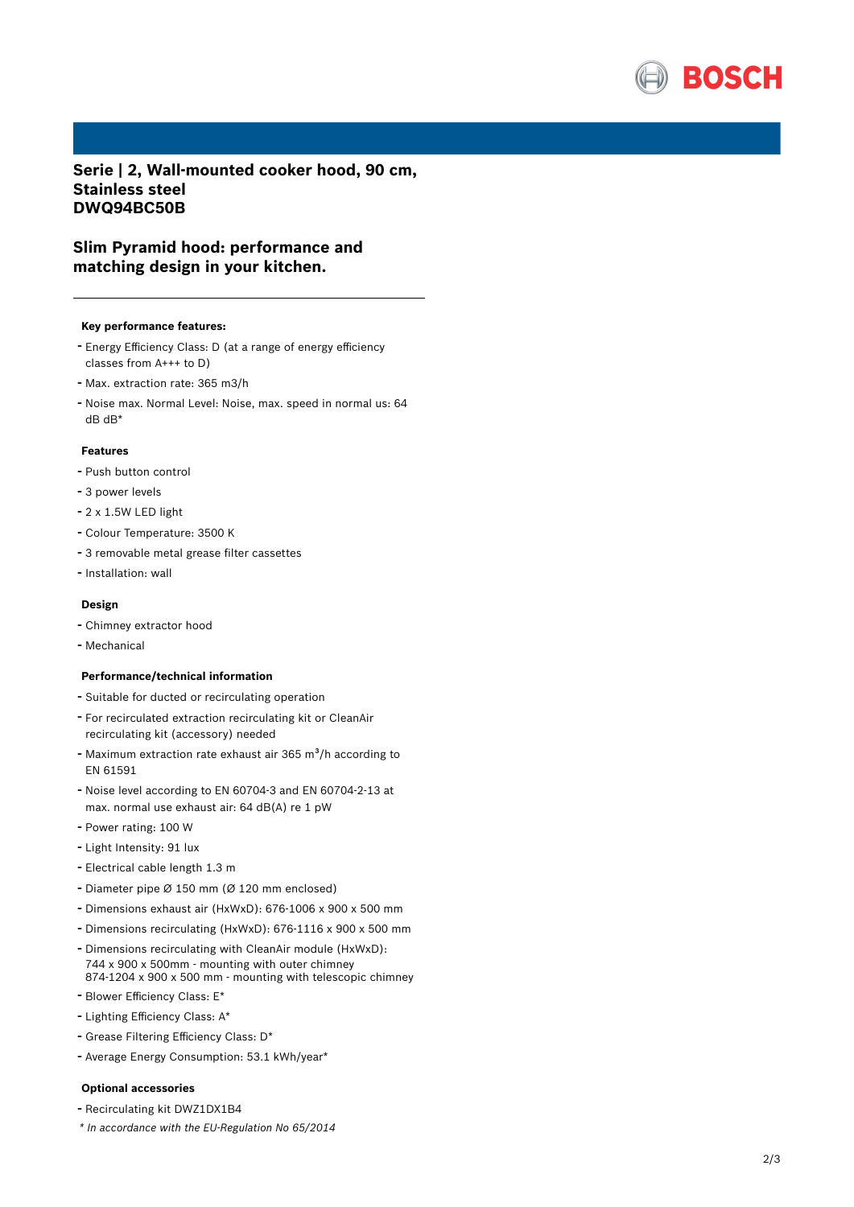# Serie | 2, Wall-mounted cooker hood, 90 cm, Stainless steel
# DWQ94BC50B

## Slim Pyramid hood: performance and matching design in your kitchen.

---

### Key performance features:

- Energy Efficiency Class: D (at a range of energy efficiency classes from A+++ to D)
- Max. extraction rate: 365 m3/h
- Noise max. Normal Level: Noise, max. speed in normal us: 64 dB dB*

### Features

- Push button control
- 3 power levels
- 2 x 1.5W LED light
- Colour Temperature: 3500 K
- 3 removable metal grease filter cassettes
- Installation: wall

### Design

- Chimney extractor hood
- Mechanical

### Performance/technical information

- Suitable for ducted or recirculating operation
- For recirculated extraction recirculating kit or CleanAir recirculating kit (accessory) needed
- Maximum extraction rate exhaust air 365 m³/h according to EN 61591
- Noise level according to EN 60704-3 and EN 60704-2-13 at max. normal use exhaust air: 64 dB(A) re 1 pW
- Power rating: 100 W
- Light Intensity: 91 lux
- Electrical cable length 1.3 m
- Diameter pipe Ø 150 mm (Ø 120 mm enclosed)
- Dimensions exhaust air (HxWxD): 676-1006 x 900 x 500 mm
- Dimensions recirculating (HxWxD): 676-1116 x 900 x 500 mm
- Dimensions recirculating with CleanAir module (HxWxD): 744 x 900 x 500mm - mounting with outer chimney 874-1204 x 900 x 500 mm - mounting with telescopic chimney
- Blower Efficiency Class: E*
- Lighting Efficiency Class: A*
- Grease Filtering Efficiency Class: D*
- Average Energy Consumption: 53.1 kWh/year*

### Optional accessories

- Recirculating kit DWZ1DX1B4

*\* In accordance with the EU-Regulation No 65/2014*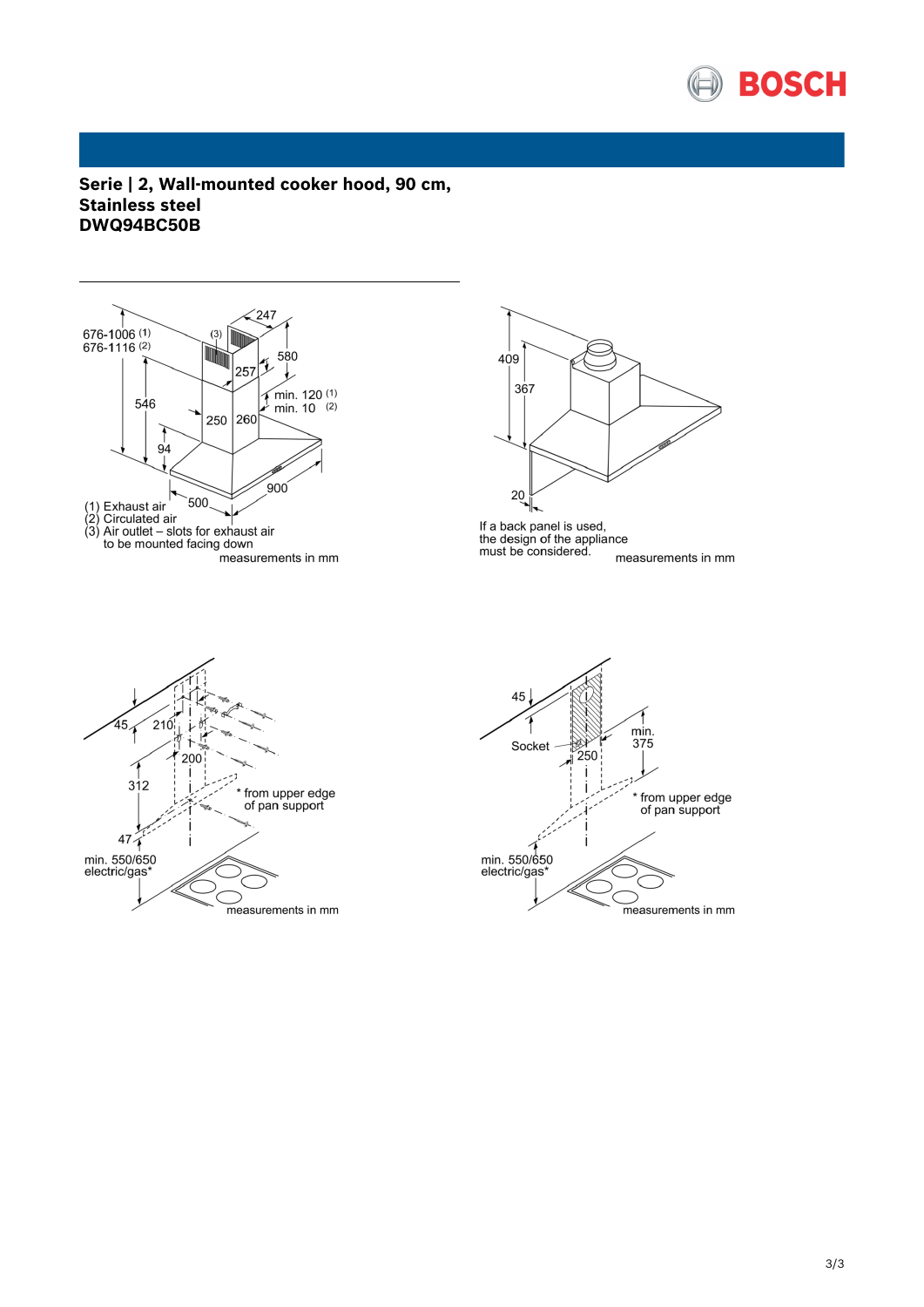# Serie | 2, Wall-mounted cooker hood, 90 cm, Stainless steel DWQ94BC50B

676-1006 (1)
676-1116 (2)
(3)
247
580
257
546
min. 120 (1)
min. 10 (2)
250
260
94
900
500

(1) Exhaust air
(2) Circulated air
(3) Air outlet – slots for exhaust air to be mounted facing down

measurements in mm

409
367
20

If a back panel is used, the design of the appliance must be considered.

measurements in mm

45
210
200
312
47
min. 550/650 electric/gas*

* from upper edge of pan support

measurements in mm

45
Socket
250
min. 375
min. 550/650 electric/gas*

* from upper edge of pan support

measurements in mm